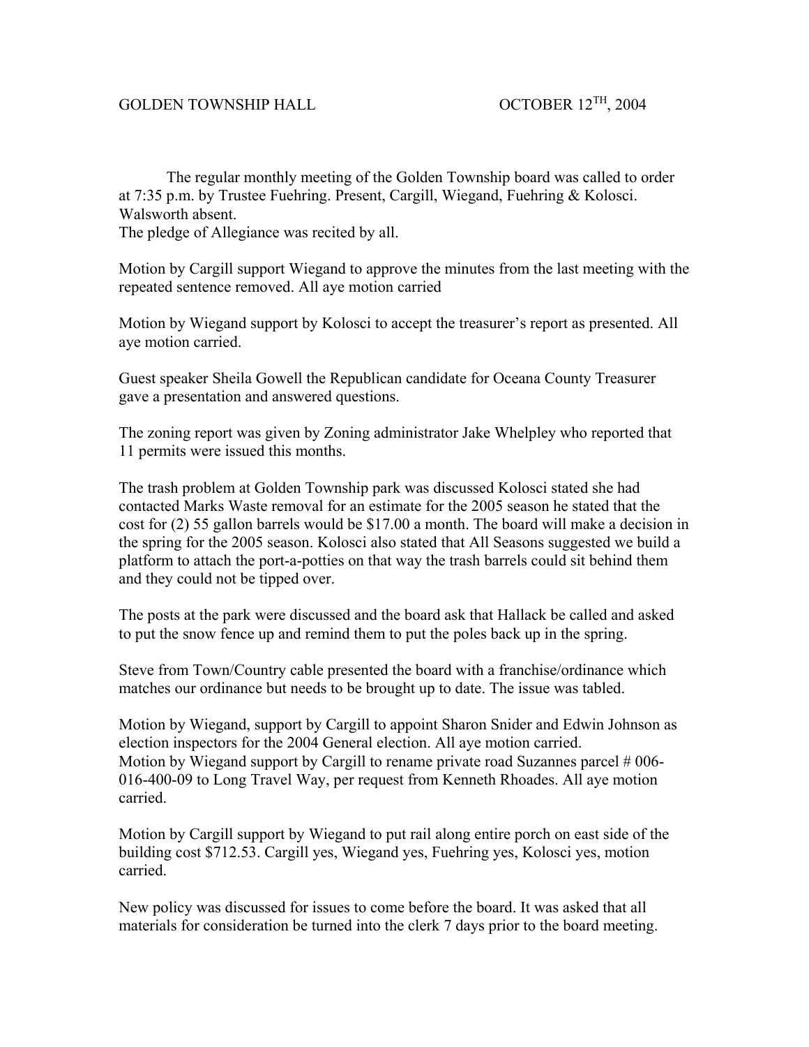GOLDEN TOWNSHIP HALL OCTOBER 12TH, 2004

The regular monthly meeting of the Golden Township board was called to order at 7:35 p.m. by Trustee Fuehring. Present, Cargill, Wiegand, Fuehring & Kolosci. Walsworth absent.
The pledge of Allegiance was recited by all.

Motion by Cargill support Wiegand to approve the minutes from the last meeting with the repeated sentence removed. All aye motion carried

Motion by Wiegand support by Kolosci to accept the treasurer's report as presented. All aye motion carried.

Guest speaker Sheila Gowell the Republican candidate for Oceana County Treasurer gave a presentation and answered questions.

The zoning report was given by Zoning administrator Jake Whelpley who reported that 11 permits were issued this months.

The trash problem at Golden Township park was discussed Kolosci stated she had contacted Marks Waste removal for an estimate for the 2005 season he stated that the cost for (2) 55 gallon barrels would be $17.00 a month. The board will make a decision in the spring for the 2005 season. Kolosci also stated that All Seasons suggested we build a platform to attach the port-a-potties on that way the trash barrels could sit behind them and they could not be tipped over.

The posts at the park were discussed and the board ask that Hallack be called and asked to put the snow fence up and remind them to put the poles back up in the spring.

Steve from Town/Country cable presented the board with a franchise/ordinance which matches our ordinance but needs to be brought up to date. The issue was tabled.

Motion by Wiegand, support by Cargill to appoint Sharon Snider and Edwin Johnson as election inspectors for the 2004 General election. All aye motion carried.
Motion by Wiegand support by Cargill to rename private road Suzannes parcel # 006-016-400-09 to Long Travel Way, per request from Kenneth Rhoades. All aye motion carried.

Motion by Cargill support by Wiegand to put rail along entire porch on east side of the building cost $712.53. Cargill yes, Wiegand yes, Fuehring yes, Kolosci yes, motion carried.

New policy was discussed for issues to come before the board. It was asked that all materials for consideration be turned into the clerk 7 days prior to the board meeting.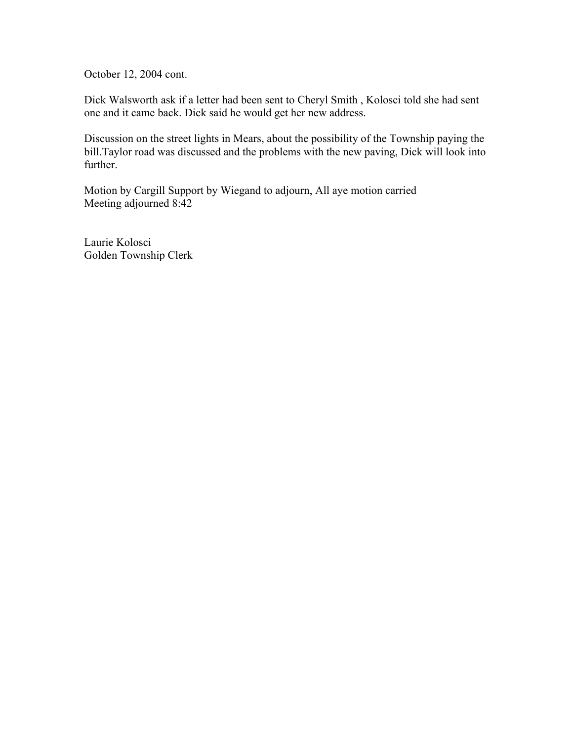October 12, 2004 cont.

Dick Walsworth ask if a letter had been sent to Cheryl Smith , Kolosci told she had sent one and it came back. Dick said he would get her new address.

Discussion on the street lights in Mears, about the possibility of the Township paying the bill.Taylor road was discussed and the problems with the new paving, Dick will look into further.

Motion by Cargill Support by Wiegand to adjourn, All aye motion carried
Meeting adjourned 8:42

Laurie Kolosci
Golden Township Clerk